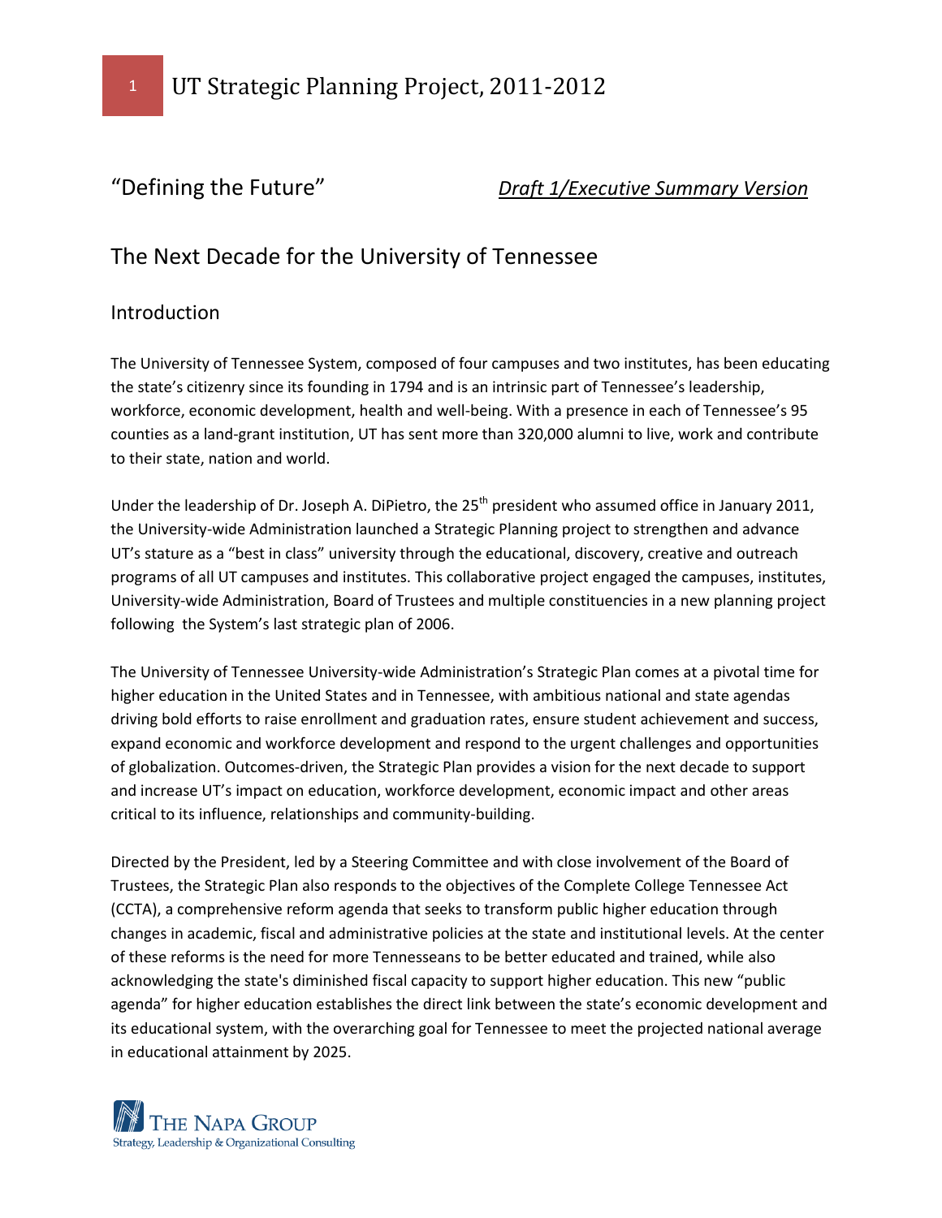# UT Strategic Planning Project, 2011-2012

## "Defining the Future"

*<u>Draft 1/Executive Summary Version</u>*

## The Next Decade for the University of Tennessee

### Introduction

The University of Tennessee System, composed of four campuses and two institutes, has been educating the state's citizenry since its founding in 1794 and is an intrinsic part of Tennessee's leadership, workforce, economic development, health and well-being. With a presence in each of Tennessee's 95 counties as a land-grant institution, UT has sent more than 320,000 alumni to live, work and contribute to their state, nation and world.

Under the leadership of Dr. Joseph A. DiPietro, the 25th president who assumed office in January 2011, the University-wide Administration launched a Strategic Planning project to strengthen and advance UT's stature as a "best in class" university through the educational, discovery, creative and outreach programs of all UT campuses and institutes. This collaborative project engaged the campuses, institutes, University-wide Administration, Board of Trustees and multiple constituencies in a new planning project following the System's last strategic plan of 2006.

The University of Tennessee University-wide Administration's Strategic Plan comes at a pivotal time for higher education in the United States and in Tennessee, with ambitious national and state agendas driving bold efforts to raise enrollment and graduation rates, ensure student achievement and success, expand economic and workforce development and respond to the urgent challenges and opportunities of globalization. Outcomes-driven, the Strategic Plan provides a vision for the next decade to support and increase UT's impact on education, workforce development, economic impact and other areas critical to its influence, relationships and community-building.

Directed by the President, led by a Steering Committee and with close involvement of the Board of Trustees, the Strategic Plan also responds to the objectives of the Complete College Tennessee Act (CCTA), a comprehensive reform agenda that seeks to transform public higher education through changes in academic, fiscal and administrative policies at the state and institutional levels. At the center of these reforms is the need for more Tennesseans to be better educated and trained, while also acknowledging the state's diminished fiscal capacity to support higher education. This new "public agenda" for higher education establishes the direct link between the state's economic development and its educational system, with the overarching goal for Tennessee to meet the projected national average in educational attainment by 2025.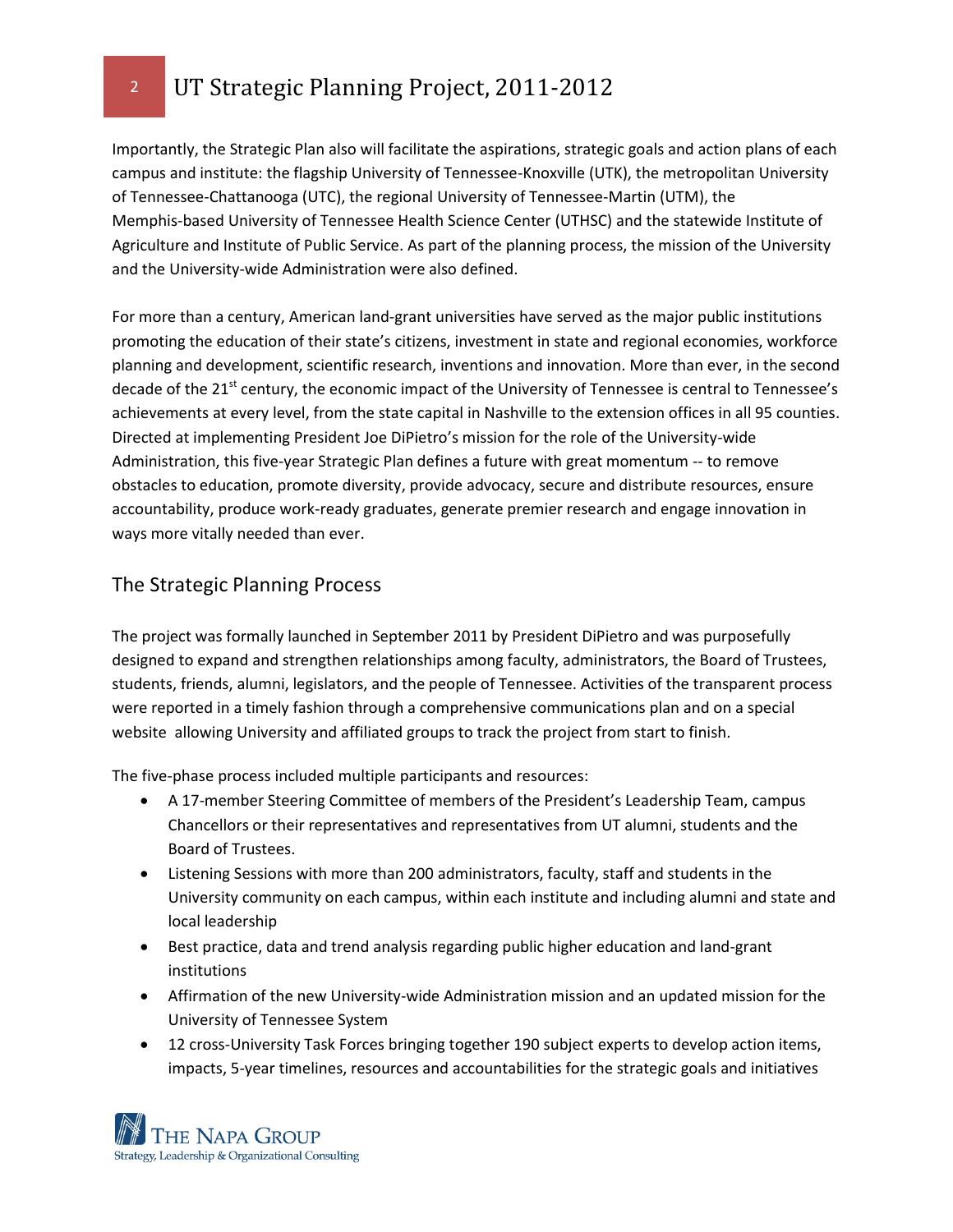Importantly, the Strategic Plan also will facilitate the aspirations, strategic goals and action plans of each campus and institute: the flagship University of Tennessee-Knoxville (UTK), the metropolitan University of Tennessee-Chattanooga (UTC), the regional University of Tennessee-Martin (UTM), the Memphis-based University of Tennessee Health Science Center (UTHSC) and the statewide Institute of Agriculture and Institute of Public Service. As part of the planning process, the mission of the University and the University-wide Administration were also defined.

For more than a century, American land-grant universities have served as the major public institutions promoting the education of their state's citizens, investment in state and regional economies, workforce planning and development, scientific research, inventions and innovation. More than ever, in the second decade of the 21st century, the economic impact of the University of Tennessee is central to Tennessee's achievements at every level, from the state capital in Nashville to the extension offices in all 95 counties. Directed at implementing President Joe DiPietro's mission for the role of the University-wide Administration, this five-year Strategic Plan defines a future with great momentum -- to remove obstacles to education, promote diversity, provide advocacy, secure and distribute resources, ensure accountability, produce work-ready graduates, generate premier research and engage innovation in ways more vitally needed than ever.

## The Strategic Planning Process

The project was formally launched in September 2011 by President DiPietro and was purposefully designed to expand and strengthen relationships among faculty, administrators, the Board of Trustees, students, friends, alumni, legislators, and the people of Tennessee. Activities of the transparent process were reported in a timely fashion through a comprehensive communications plan and on a special website allowing University and affiliated groups to track the project from start to finish.

The five-phase process included multiple participants and resources:

- A 17-member Steering Committee of members of the President's Leadership Team, campus Chancellors or their representatives and representatives from UT alumni, students and the Board of Trustees.
- Listening Sessions with more than 200 administrators, faculty, staff and students in the University community on each campus, within each institute and including alumni and state and local leadership
- Best practice, data and trend analysis regarding public higher education and land-grant institutions
- Affirmation of the new University-wide Administration mission and an updated mission for the University of Tennessee System
- 12 cross-University Task Forces bringing together 190 subject experts to develop action items, impacts, 5-year timelines, resources and accountabilities for the strategic goals and initiatives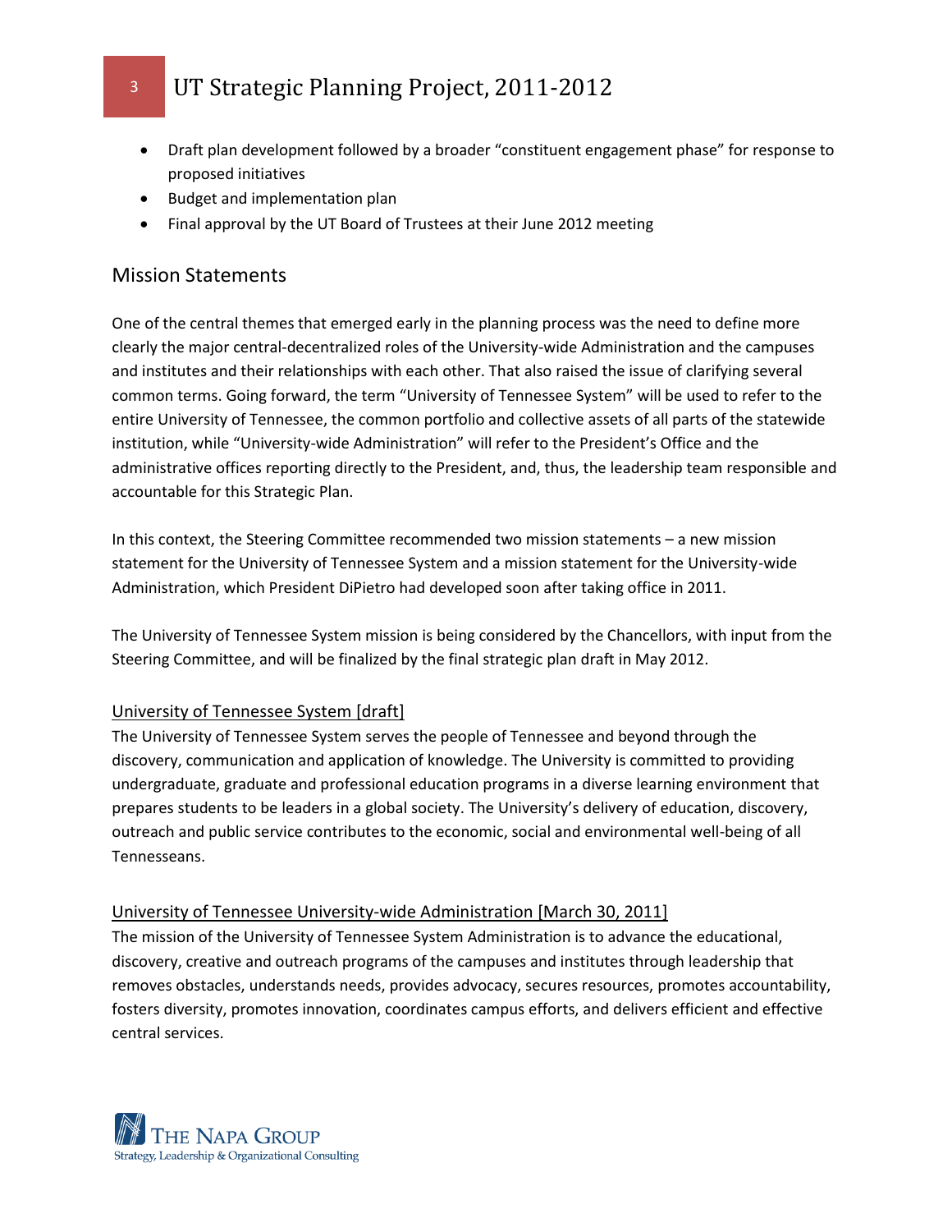- Draft plan development followed by a broader "constituent engagement phase" for response to proposed initiatives
- Budget and implementation plan
- Final approval by the UT Board of Trustees at their June 2012 meeting

## Mission Statements

One of the central themes that emerged early in the planning process was the need to define more clearly the major central-decentralized roles of the University-wide Administration and the campuses and institutes and their relationships with each other. That also raised the issue of clarifying several common terms. Going forward, the term "University of Tennessee System" will be used to refer to the entire University of Tennessee, the common portfolio and collective assets of all parts of the statewide institution, while "University-wide Administration" will refer to the President's Office and the administrative offices reporting directly to the President, and, thus, the leadership team responsible and accountable for this Strategic Plan.

In this context, the Steering Committee recommended two mission statements – a new mission statement for the University of Tennessee System and a mission statement for the University-wide Administration, which President DiPietro had developed soon after taking office in 2011.

The University of Tennessee System mission is being considered by the Chancellors, with input from the Steering Committee, and will be finalized by the final strategic plan draft in May 2012.

### University of Tennessee System [draft]

The University of Tennessee System serves the people of Tennessee and beyond through the discovery, communication and application of knowledge. The University is committed to providing undergraduate, graduate and professional education programs in a diverse learning environment that prepares students to be leaders in a global society. The University's delivery of education, discovery, outreach and public service contributes to the economic, social and environmental well-being of all Tennesseans.

### University of Tennessee University-wide Administration [March 30, 2011]

The mission of the University of Tennessee System Administration is to advance the educational, discovery, creative and outreach programs of the campuses and institutes through leadership that removes obstacles, understands needs, provides advocacy, secures resources, promotes accountability, fosters diversity, promotes innovation, coordinates campus efforts, and delivers efficient and effective central services.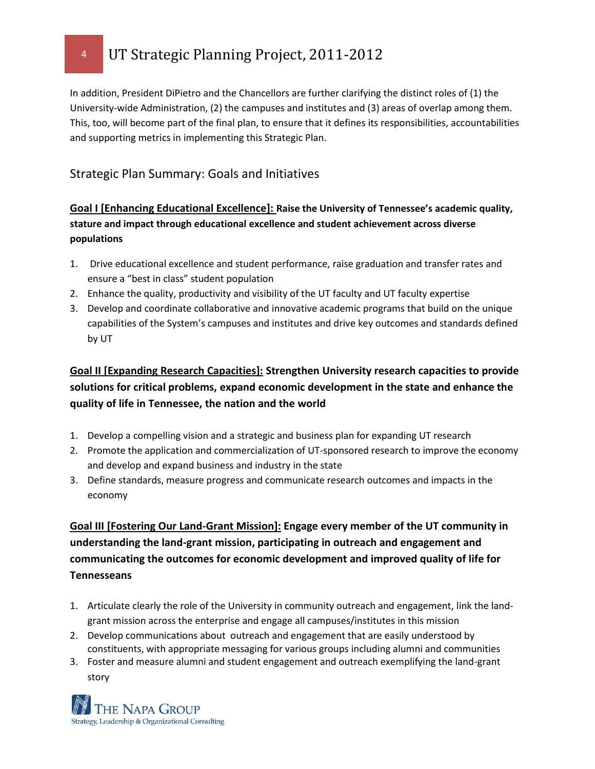In addition, President DiPietro and the Chancellors are further clarifying the distinct roles of (1) the University-wide Administration, (2) the campuses and institutes and (3) areas of overlap among them. This, too, will become part of the final plan, to ensure that it defines its responsibilities, accountabilities and supporting metrics in implementing this Strategic Plan.

## Strategic Plan Summary: Goals and Initiatives

**Goal I [Enhancing Educational Excellence]: Raise the University of Tennessee's academic quality, stature and impact through educational excellence and student achievement across diverse populations**

1. Drive educational excellence and student performance, raise graduation and transfer rates and ensure a "best in class" student population
2. Enhance the quality, productivity and visibility of the UT faculty and UT faculty expertise
3. Develop and coordinate collaborative and innovative academic programs that build on the unique capabilities of the System's campuses and institutes and drive key outcomes and standards defined by UT

**Goal II [Expanding Research Capacities]: Strengthen University research capacities to provide solutions for critical problems, expand economic development in the state and enhance the quality of life in Tennessee, the nation and the world**

1. Develop a compelling vision and a strategic and business plan for expanding UT research
2. Promote the application and commercialization of UT-sponsored research to improve the economy and develop and expand business and industry in the state
3. Define standards, measure progress and communicate research outcomes and impacts in the economy

**Goal III [Fostering Our Land-Grant Mission]: Engage every member of the UT community in understanding the land-grant mission, participating in outreach and engagement and communicating the outcomes for economic development and improved quality of life for Tennesseans**

1. Articulate clearly the role of the University in community outreach and engagement, link the land-grant mission across the enterprise and engage all campuses/institutes in this mission
2. Develop communications about outreach and engagement that are easily understood by constituents, with appropriate messaging for various groups including alumni and communities
3. Foster and measure alumni and student engagement and outreach exemplifying the land-grant story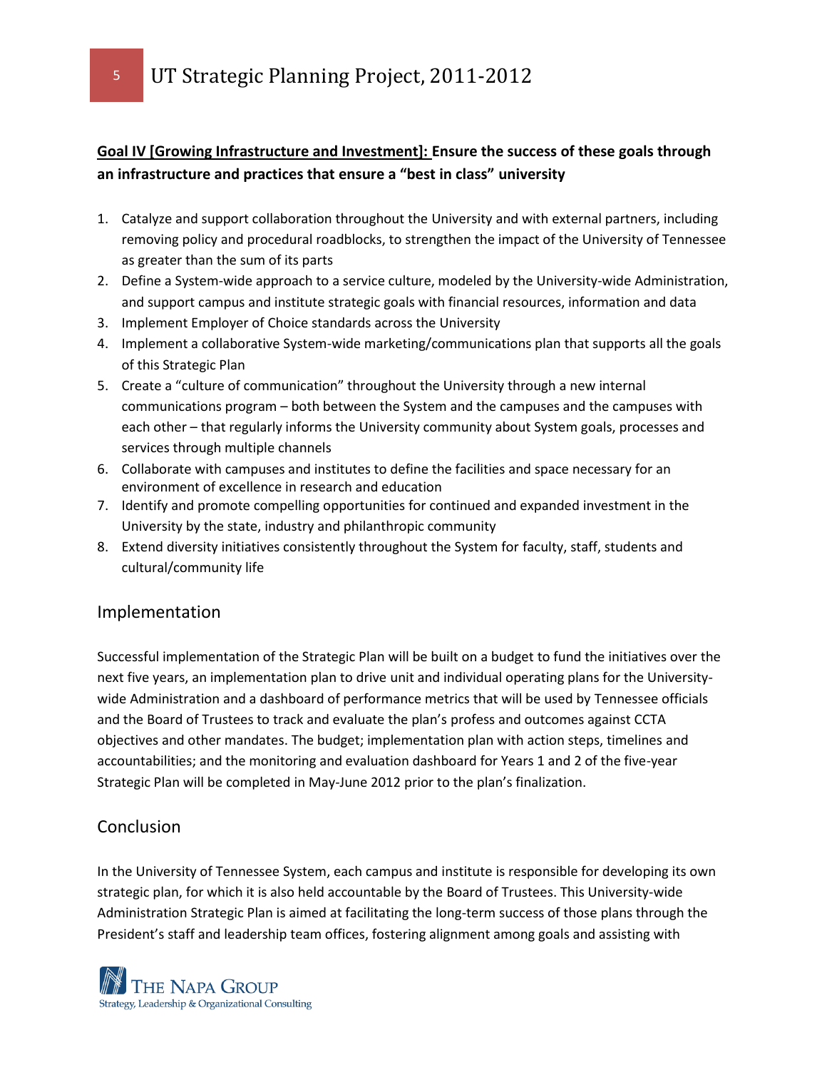**Goal IV [Growing Infrastructure and Investment]: Ensure the success of these goals through an infrastructure and practices that ensure a "best in class" university**

1. Catalyze and support collaboration throughout the University and with external partners, including removing policy and procedural roadblocks, to strengthen the impact of the University of Tennessee as greater than the sum of its parts
2. Define a System-wide approach to a service culture, modeled by the University-wide Administration, and support campus and institute strategic goals with financial resources, information and data
3. Implement Employer of Choice standards across the University
4. Implement a collaborative System-wide marketing/communications plan that supports all the goals of this Strategic Plan
5. Create a "culture of communication" throughout the University through a new internal communications program – both between the System and the campuses and the campuses with each other – that regularly informs the University community about System goals, processes and services through multiple channels
6. Collaborate with campuses and institutes to define the facilities and space necessary for an environment of excellence in research and education
7. Identify and promote compelling opportunities for continued and expanded investment in the University by the state, industry and philanthropic community
8. Extend diversity initiatives consistently throughout the System for faculty, staff, students and cultural/community life

## Implementation

Successful implementation of the Strategic Plan will be built on a budget to fund the initiatives over the next five years, an implementation plan to drive unit and individual operating plans for the University-wide Administration and a dashboard of performance metrics that will be used by Tennessee officials and the Board of Trustees to track and evaluate the plan's profess and outcomes against CCTA objectives and other mandates. The budget; implementation plan with action steps, timelines and accountabilities; and the monitoring and evaluation dashboard for Years 1 and 2 of the five-year Strategic Plan will be completed in May-June 2012 prior to the plan's finalization.

## Conclusion

In the University of Tennessee System, each campus and institute is responsible for developing its own strategic plan, for which it is also held accountable by the Board of Trustees. This University-wide Administration Strategic Plan is aimed at facilitating the long-term success of those plans through the President's staff and leadership team offices, fostering alignment among goals and assisting with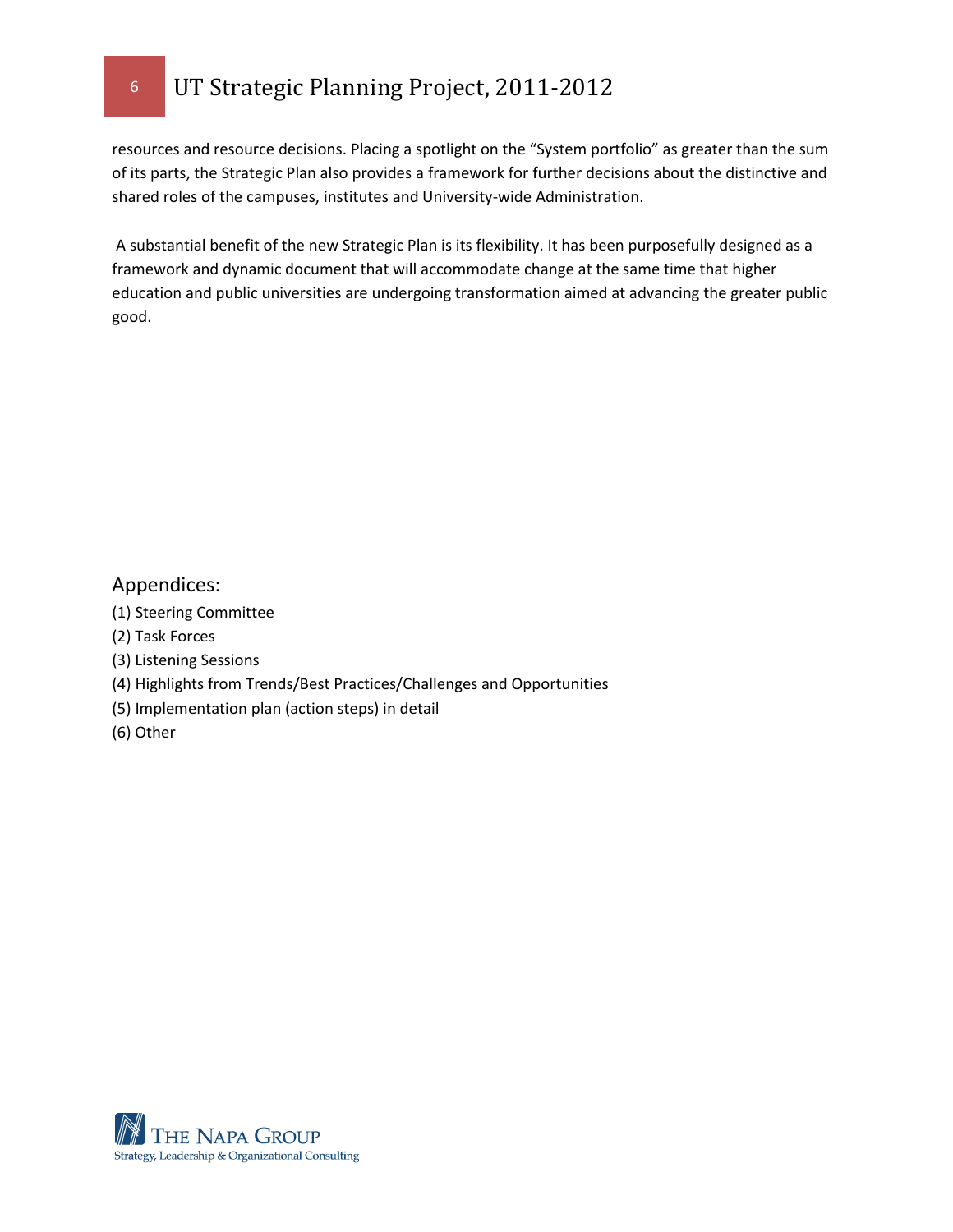resources and resource decisions. Placing a spotlight on the "System portfolio" as greater than the sum of its parts, the Strategic Plan also provides a framework for further decisions about the distinctive and shared roles of the campuses, institutes and University-wide Administration.

A substantial benefit of the new Strategic Plan is its flexibility. It has been purposefully designed as a framework and dynamic document that will accommodate change at the same time that higher education and public universities are undergoing transformation aimed at advancing the greater public good.

## Appendices:

(1) Steering Committee
(2) Task Forces
(3) Listening Sessions
(4) Highlights from Trends/Best Practices/Challenges and Opportunities
(5) Implementation plan (action steps) in detail
(6) Other